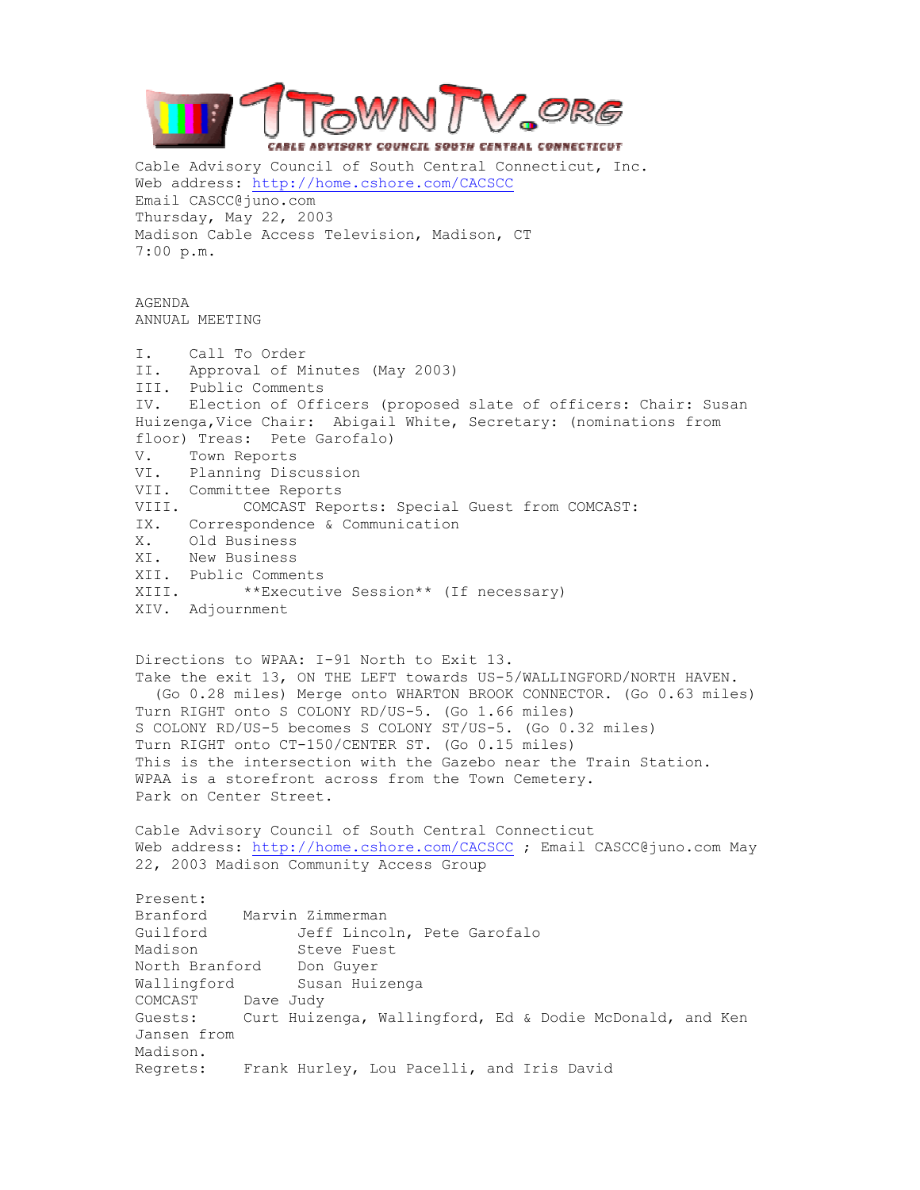1TownTV.org
CABLE ADVISORY COUNCIL SOUTH CENTRAL CONNECTICUT

Cable Advisory Council of South Central Connecticut, Inc.
Web address: http://home.cshore.com/CACSCC
Email CASCC@juno.com
Thursday, May 22, 2003
Madison Cable Access Television, Madison, CT
7:00 p.m.

AGENDA
ANNUAL MEETING

I. Call To Order
II. Approval of Minutes (May 2003)
III. Public Comments
IV. Election of Officers (proposed slate of officers: Chair: Susan Huizenga,Vice Chair: Abigail White, Secretary: (nominations from floor) Treas: Pete Garofalo)
V. Town Reports
VI. Planning Discussion
VII. Committee Reports
VIII. COMCAST Reports: Special Guest from COMCAST:
IX. Correspondence & Communication
X. Old Business
XI. New Business
XII. Public Comments
XIII. **Executive Session** (If necessary)
XIV. Adjournment

Directions to WPAA: I-91 North to Exit 13.
Take the exit 13, ON THE LEFT towards US-5/WALLINGFORD/NORTH HAVEN. (Go 0.28 miles) Merge onto WHARTON BROOK CONNECTOR. (Go 0.63 miles)
Turn RIGHT onto S COLONY RD/US-5. (Go 1.66 miles)
S COLONY RD/US-5 becomes S COLONY ST/US-5. (Go 0.32 miles)
Turn RIGHT onto CT-150/CENTER ST. (Go 0.15 miles)
This is the intersection with the Gazebo near the Train Station.
WPAA is a storefront across from the Town Cemetery.
Park on Center Street.

Cable Advisory Council of South Central Connecticut
Web address: http://home.cshore.com/CACSCC ; Email CASCC@juno.com May 22, 2003 Madison Community Access Group

Present:
Branford Marvin Zimmerman
Guilford Jeff Lincoln, Pete Garofalo
Madison Steve Fuest
North Branford Don Guyer
Wallingford Susan Huizenga
COMCAST Dave Judy
Guests: Curt Huizenga, Wallingford, Ed & Dodie McDonald, and Ken Jansen from Madison.
Regrets: Frank Hurley, Lou Pacelli, and Iris David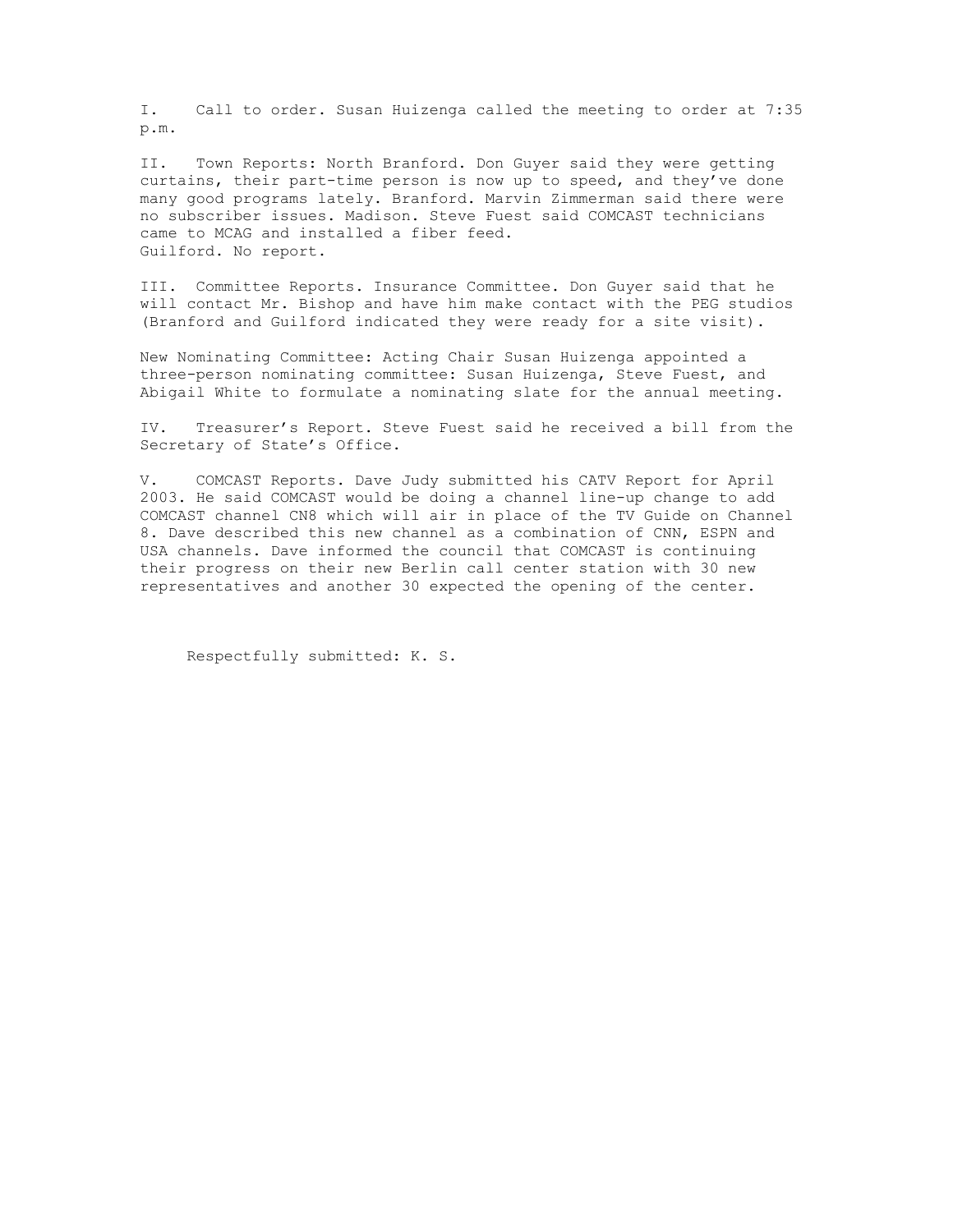I. Call to order. Susan Huizenga called the meeting to order at 7:35 p.m.

II. Town Reports: North Branford. Don Guyer said they were getting curtains, their part-time person is now up to speed, and they've done many good programs lately. Branford. Marvin Zimmerman said there were no subscriber issues. Madison. Steve Fuest said COMCAST technicians came to MCAG and installed a fiber feed.
Guilford. No report.

III. Committee Reports. Insurance Committee. Don Guyer said that he will contact Mr. Bishop and have him make contact with the PEG studios (Branford and Guilford indicated they were ready for a site visit).

New Nominating Committee: Acting Chair Susan Huizenga appointed a three-person nominating committee: Susan Huizenga, Steve Fuest, and Abigail White to formulate a nominating slate for the annual meeting.

IV. Treasurer's Report. Steve Fuest said he received a bill from the Secretary of State's Office.

V. COMCAST Reports. Dave Judy submitted his CATV Report for April 2003. He said COMCAST would be doing a channel line-up change to add COMCAST channel CN8 which will air in place of the TV Guide on Channel 8. Dave described this new channel as a combination of CNN, ESPN and USA channels. Dave informed the council that COMCAST is continuing their progress on their new Berlin call center station with 30 new representatives and another 30 expected the opening of the center.

Respectfully submitted: K. S.